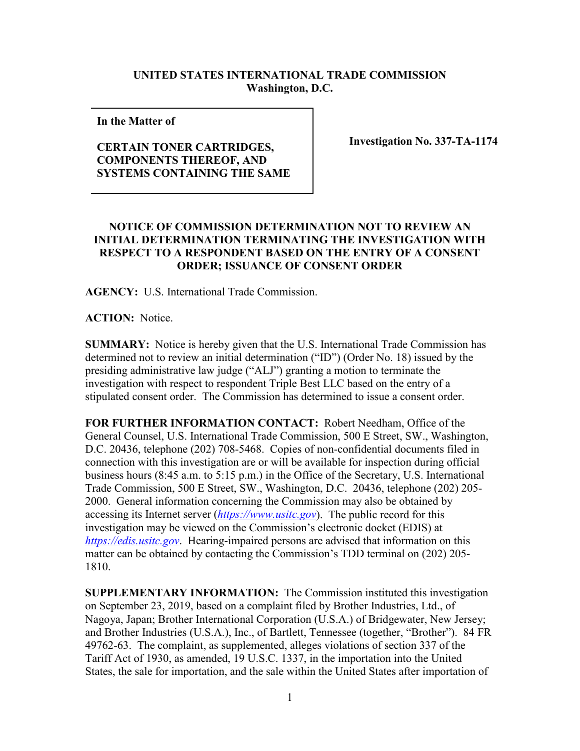**UNITED STATES INTERNATIONAL TRADE COMMISSION**
**Washington, D.C.**

| **In the Matter of**<br><br>**CERTAIN TONER CARTRIDGES, COMPONENTS THEREOF, AND SYSTEMS CONTAINING THE SAME** | **Investigation No. 337-TA-1174** |
|---|---|

**NOTICE OF COMMISSION DETERMINATION NOT TO REVIEW AN INITIAL DETERMINATION TERMINATING THE INVESTIGATION WITH RESPECT TO A RESPONDENT BASED ON THE ENTRY OF A CONSENT ORDER; ISSUANCE OF CONSENT ORDER**

**AGENCY:** U.S. International Trade Commission.

**ACTION:** Notice.

**SUMMARY:** Notice is hereby given that the U.S. International Trade Commission has determined not to review an initial determination ("ID") (Order No. 18) issued by the presiding administrative law judge ("ALJ") granting a motion to terminate the investigation with respect to respondent Triple Best LLC based on the entry of a stipulated consent order. The Commission has determined to issue a consent order.

**FOR FURTHER INFORMATION CONTACT:** Robert Needham, Office of the General Counsel, U.S. International Trade Commission, 500 E Street, SW., Washington, D.C. 20436, telephone (202) 708-5468. Copies of non-confidential documents filed in connection with this investigation are or will be available for inspection during official business hours (8:45 a.m. to 5:15 p.m.) in the Office of the Secretary, U.S. International Trade Commission, 500 E Street, SW., Washington, D.C. 20436, telephone (202) 205-2000. General information concerning the Commission may also be obtained by accessing its Internet server (*https://www.usitc.gov*). The public record for this investigation may be viewed on the Commission's electronic docket (EDIS) at *https://edis.usitc.gov*. Hearing-impaired persons are advised that information on this matter can be obtained by contacting the Commission's TDD terminal on (202) 205-1810.

**SUPPLEMENTARY INFORMATION:** The Commission instituted this investigation on September 23, 2019, based on a complaint filed by Brother Industries, Ltd., of Nagoya, Japan; Brother International Corporation (U.S.A.) of Bridgewater, New Jersey; and Brother Industries (U.S.A.), Inc., of Bartlett, Tennessee (together, "Brother"). 84 FR 49762-63. The complaint, as supplemented, alleges violations of section 337 of the Tariff Act of 1930, as amended, 19 U.S.C. 1337, in the importation into the United States, the sale for importation, and the sale within the United States after importation of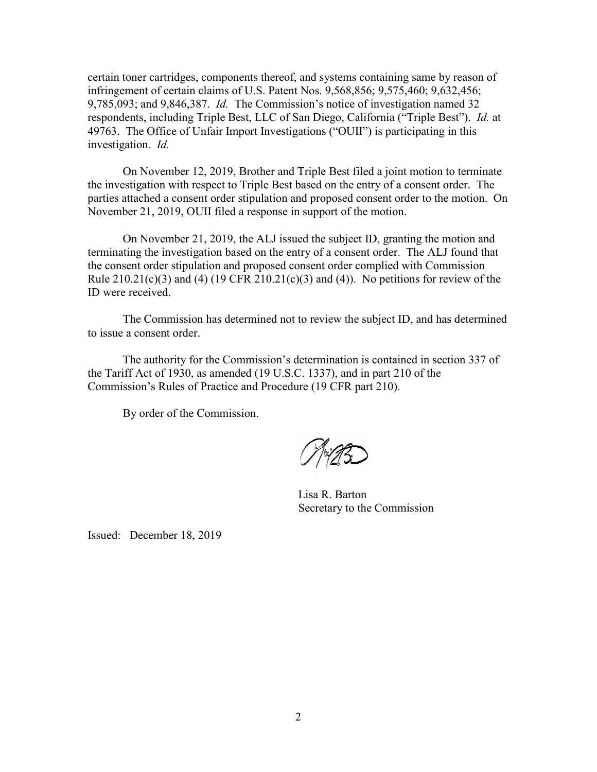certain toner cartridges, components thereof, and systems containing same by reason of infringement of certain claims of U.S. Patent Nos. 9,568,856; 9,575,460; 9,632,456; 9,785,093; and 9,846,387. *Id.* The Commission's notice of investigation named 32 respondents, including Triple Best, LLC of San Diego, California ("Triple Best"). *Id.* at 49763. The Office of Unfair Import Investigations ("OUII") is participating in this investigation. *Id.*

On November 12, 2019, Brother and Triple Best filed a joint motion to terminate the investigation with respect to Triple Best based on the entry of a consent order. The parties attached a consent order stipulation and proposed consent order to the motion. On November 21, 2019, OUII filed a response in support of the motion.

On November 21, 2019, the ALJ issued the subject ID, granting the motion and terminating the investigation based on the entry of a consent order. The ALJ found that the consent order stipulation and proposed consent order complied with Commission Rule 210.21(c)(3) and (4) (19 CFR 210.21(c)(3) and (4)). No petitions for review of the ID were received.

The Commission has determined not to review the subject ID, and has determined to issue a consent order.

The authority for the Commission's determination is contained in section 337 of the Tariff Act of 1930, as amended (19 U.S.C. 1337), and in part 210 of the Commission's Rules of Practice and Procedure (19 CFR part 210).

By order of the Commission.

Lisa R. Barton
Secretary to the Commission

Issued: December 18, 2019